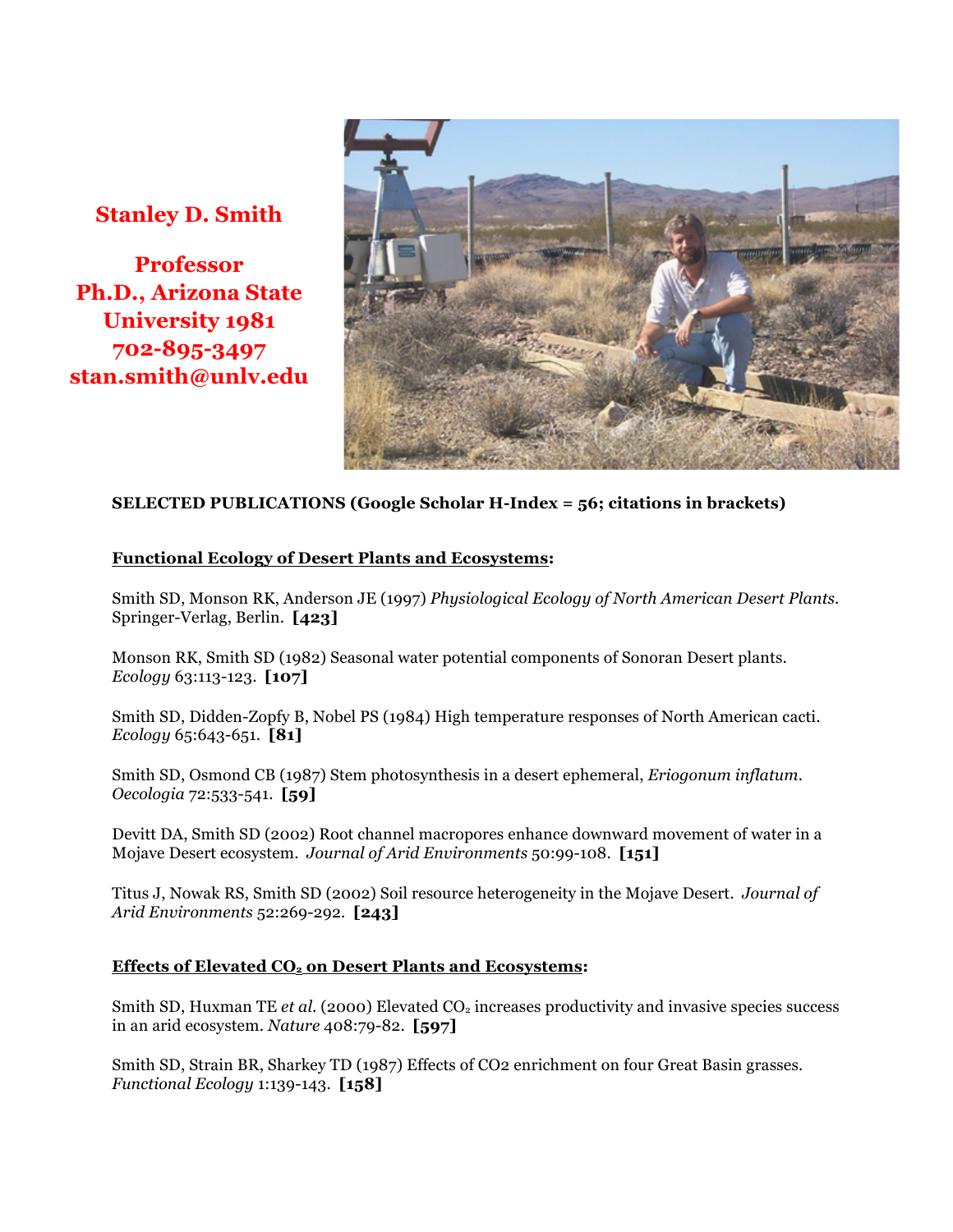**Stanley D. Smith**

**Professor**
**Ph.D., Arizona State University 1981**
**702-895-3497**
**stan.smith@unlv.edu**

**SELECTED PUBLICATIONS (Google Scholar H-Index = 56; citations in brackets)**

**Functional Ecology of Desert Plants and Ecosystems:**

Smith SD, Monson RK, Anderson JE (1997) *Physiological Ecology of North American Desert Plants*. Springer-Verlag, Berlin. **[423]**

Monson RK, Smith SD (1982) Seasonal water potential components of Sonoran Desert plants. *Ecology* 63:113-123. **[107]**

Smith SD, Didden-Zopfy B, Nobel PS (1984) High temperature responses of North American cacti. *Ecology* 65:643-651. **[81]**

Smith SD, Osmond CB (1987) Stem photosynthesis in a desert ephemeral, *Eriogonum inflatum*. *Oecologia* 72:533-541. **[59]**

Devitt DA, Smith SD (2002) Root channel macropores enhance downward movement of water in a Mojave Desert ecosystem. *Journal of Arid Environments* 50:99-108. **[151]**

Titus J, Nowak RS, Smith SD (2002) Soil resource heterogeneity in the Mojave Desert. *Journal of Arid Environments* 52:269-292. **[243]**

**Effects of Elevated $CO_2$ on Desert Plants and Ecosystems:**

Smith SD, Huxman TE *et al.* (2000) Elevated $CO_2$ increases productivity and invasive species success in an arid ecosystem. *Nature* 408:79-82. **[597]**

Smith SD, Strain BR, Sharkey TD (1987) Effects of CO2 enrichment on four Great Basin grasses. *Functional Ecology* 1:139-143. **[158]**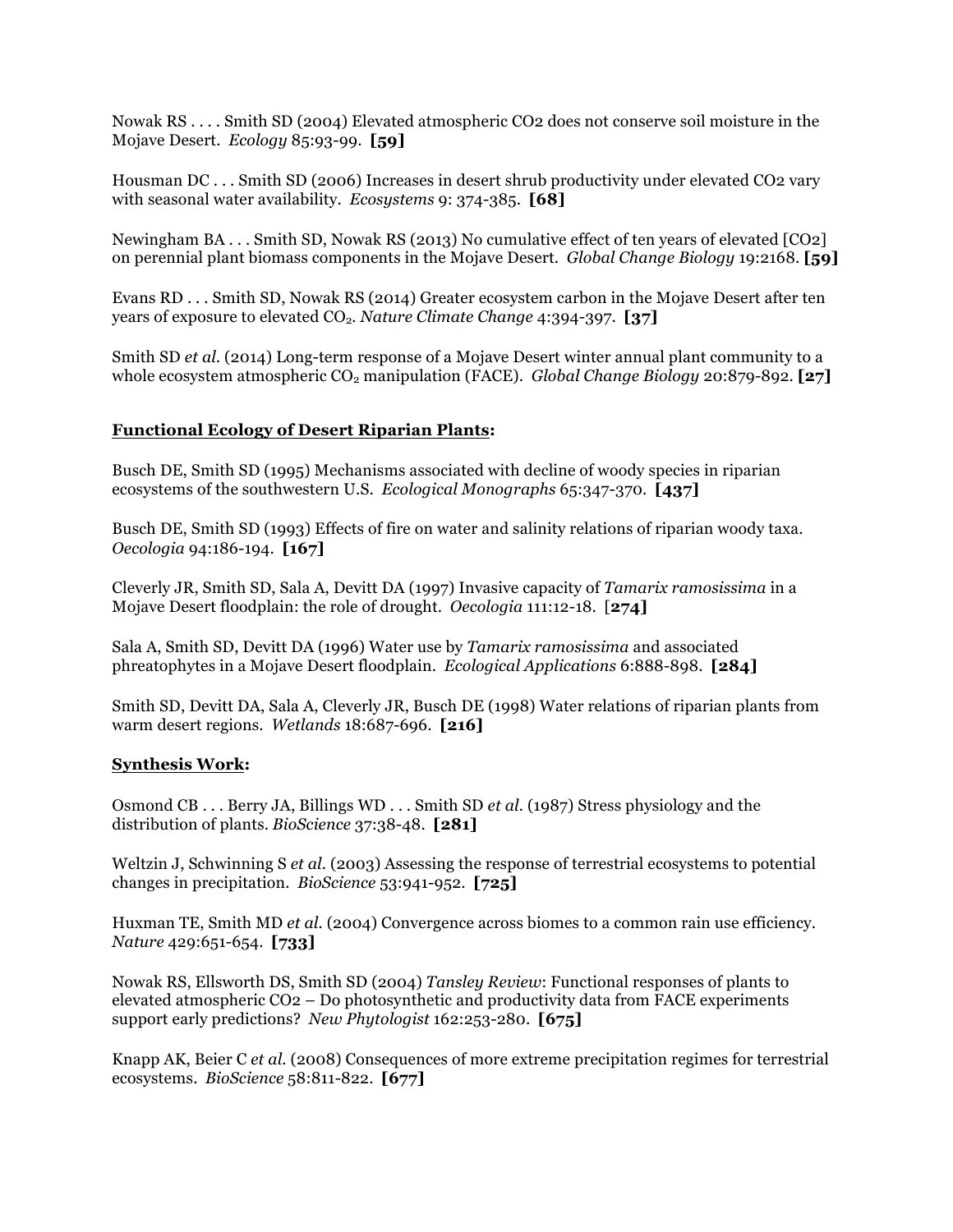Nowak RS . . . . Smith SD (2004) Elevated atmospheric CO2 does not conserve soil moisture in the Mojave Desert. *Ecology* 85:93-99. **[59]**

Housman DC . . . Smith SD (2006) Increases in desert shrub productivity under elevated CO2 vary with seasonal water availability. *Ecosystems* 9: 374-385. **[68]**

Newingham BA . . . Smith SD, Nowak RS (2013) No cumulative effect of ten years of elevated [CO2] on perennial plant biomass components in the Mojave Desert. *Global Change Biology* 19:2168. **[59]**

Evans RD . . . Smith SD, Nowak RS (2014) Greater ecosystem carbon in the Mojave Desert after ten years of exposure to elevated $CO_2$. *Nature Climate Change* 4:394-397. **[37]**

Smith SD *et al.* (2014) Long-term response of a Mojave Desert winter annual plant community to a whole ecosystem atmospheric $CO_2$ manipulation (FACE). *Global Change Biology* 20:879-892. **[27]**

**<u>Functional Ecology of Desert Riparian Plants</u>:**

Busch DE, Smith SD (1995) Mechanisms associated with decline of woody species in riparian ecosystems of the southwestern U.S. *Ecological Monographs* 65:347-370. **[437]**

Busch DE, Smith SD (1993) Effects of fire on water and salinity relations of riparian woody taxa. *Oecologia* 94:186-194. **[167]**

Cleverly JR, Smith SD, Sala A, Devitt DA (1997) Invasive capacity of *Tamarix ramosissima* in a Mojave Desert floodplain: the role of drought. *Oecologia* 111:12-18. [**274]**

Sala A, Smith SD, Devitt DA (1996) Water use by *Tamarix ramosissima* and associated phreatophytes in a Mojave Desert floodplain. *Ecological Applications* 6:888-898. **[284]**

Smith SD, Devitt DA, Sala A, Cleverly JR, Busch DE (1998) Water relations of riparian plants from warm desert regions. *Wetlands* 18:687-696. **[216]**

**<u>Synthesis Work</u>:**

Osmond CB . . . Berry JA, Billings WD . . . Smith SD *et al.* (1987) Stress physiology and the distribution of plants. *BioScience* 37:38-48. **[281]**

Weltzin J, Schwinning S *et al.* (2003) Assessing the response of terrestrial ecosystems to potential changes in precipitation. *BioScience* 53:941-952. **[725]**

Huxman TE, Smith MD *et al.* (2004) Convergence across biomes to a common rain use efficiency. *Nature* 429:651-654. **[733]**

Nowak RS, Ellsworth DS, Smith SD (2004) *Tansley Review*: Functional responses of plants to elevated atmospheric CO2 – Do photosynthetic and productivity data from FACE experiments support early predictions? *New Phytologist* 162:253-280. **[675]**

Knapp AK, Beier C *et al.* (2008) Consequences of more extreme precipitation regimes for terrestrial ecosystems. *BioScience* 58:811-822. **[677]**